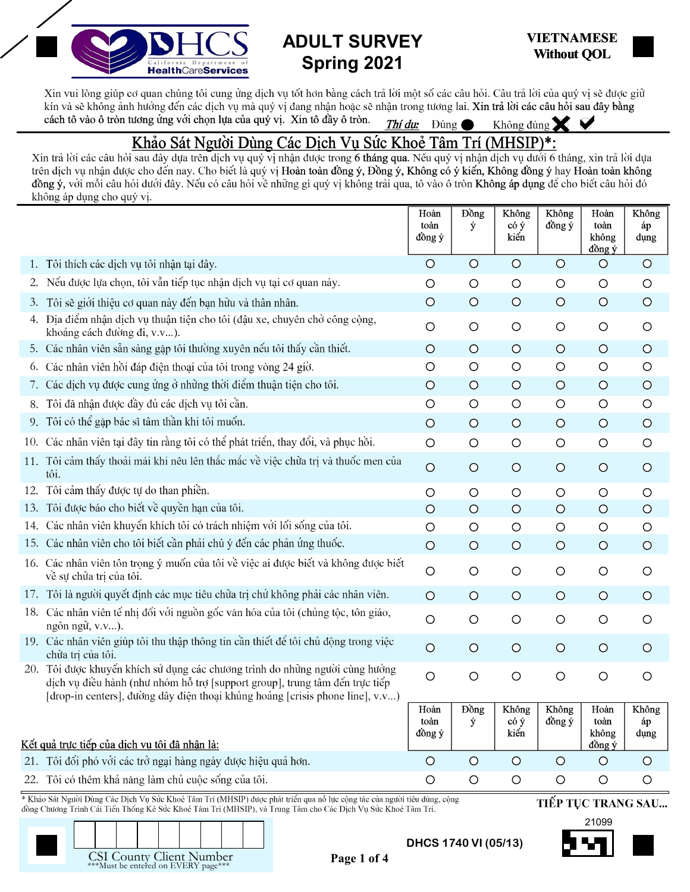# ADULT SURVEY
## Spring 2021

**VIETNAMESE**
**Without QOL**

Xin vui lòng giúp cơ quan chúng tôi cung ứng dịch vụ tốt hơn bằng cách trả lời một số các câu hỏi. Câu trả lời của quý vị sẽ được giữ kín và sẽ không ảnh hưởng đến các dịch vụ mà quý vị đang nhận hoặc sẽ nhận trong tương lai. **Xin trả lời các câu hỏi sau đây bằng cách tô vào ô tròn tương ứng với chọn lựa của quý vị.** Xin tô đầy ô tròn. ***Thí dụ:*** Đúng ● Không đúng ✖ ✔

## Khảo Sát Người Dùng Các Dịch Vụ Sức Khoẻ Tâm Trí (MHSIP)*:

Xin trả lời các câu hỏi sau đây dựa trên dịch vụ quý vị nhận được trong **6 tháng qua.** Nếu quý vị nhận dịch vụ dưới 6 tháng, xin trả lời dựa trên dịch vụ nhận được cho đến nay. Cho biết là quý vị **Hoàn toàn đồng ý, Đồng ý, Không có ý kiến, Không đồng ý** hay **Hoàn toàn không đồng ý,** với mỗi câu hỏi dưới đây. Nếu có câu hỏi về những gì quý vị không trải qua, tô vào ô tròn **Không áp dụng** để cho biết câu hỏi đó không áp dụng cho quý vị.

| | Hoàn toàn đồng ý | Đồng ý | Không có ý kiến | Không đồng ý | Hoàn toàn không đồng ý | Không áp dụng |
|---|---|---|---|---|---|---|
| 1. Tôi thích các dịch vụ tôi nhận tại đây. | ○ | ○ | ○ | ○ | ○ | ○ |
| 2. Nếu được lựa chọn, tôi vẫn tiếp tục nhận dịch vụ tại cơ quan này. | ○ | ○ | ○ | ○ | ○ | ○ |
| 3. Tôi sẽ giới thiệu cơ quan này đến bạn hữu và thân nhân. | ○ | ○ | ○ | ○ | ○ | ○ |
| 4. Địa điểm nhận dịch vụ thuận tiện cho tôi (đậu xe, chuyên chở công cộng, khoảng cách đường đi, v.v...). | ○ | ○ | ○ | ○ | ○ | ○ |
| 5. Các nhân viên sẵn sàng gặp tôi thường xuyên nếu tôi thấy cần thiết. | ○ | ○ | ○ | ○ | ○ | ○ |
| 6. Các nhân viên hồi đáp điện thoại của tôi trong vòng 24 giờ. | ○ | ○ | ○ | ○ | ○ | ○ |
| 7. Các dịch vụ được cung ứng ở những thời điểm thuận tiện cho tôi. | ○ | ○ | ○ | ○ | ○ | ○ |
| 8. Tôi đã nhận được đầy đủ các dịch vụ tôi cần. | ○ | ○ | ○ | ○ | ○ | ○ |
| 9. Tôi có thể gặp bác sĩ tâm thần khi tôi muốn. | ○ | ○ | ○ | ○ | ○ | ○ |
| 10. Các nhân viên tại đây tin rằng tôi có thể phát triển, thay đổi, và phục hồi. | ○ | ○ | ○ | ○ | ○ | ○ |
| 11. Tôi cảm thấy thoải mái khi nêu lên thắc mắc về việc chữa trị và thuốc men của tôi. | ○ | ○ | ○ | ○ | ○ | ○ |
| 12. Tôi cảm thấy được tự do than phiền. | ○ | ○ | ○ | ○ | ○ | ○ |
| 13. Tôi được báo cho biết về quyền hạn của tôi. | ○ | ○ | ○ | ○ | ○ | ○ |
| 14. Các nhân viên khuyến khích tôi có trách nhiệm với lối sống của tôi. | ○ | ○ | ○ | ○ | ○ | ○ |
| 15. Các nhân viên cho tôi biết cần phải chú ý đến các phản ứng thuốc. | ○ | ○ | ○ | ○ | ○ | ○ |
| 16. Các nhân viên tôn trọng ý muốn của tôi về việc ai được biết và không được biết về sự chữa trị của tôi. | ○ | ○ | ○ | ○ | ○ | ○ |
| 17. Tôi là người quyết định các mục tiêu chữa trị chứ không phải các nhân viên. | ○ | ○ | ○ | ○ | ○ | ○ |
| 18. Các nhân viên tế nhị đối với nguồn gốc văn hóa của tôi (chủng tộc, tôn giáo, ngôn ngữ, v.v...). | ○ | ○ | ○ | ○ | ○ | ○ |
| 19. Các nhân viên giúp tôi thu thập thông tin cần thiết để tôi chủ động trong việc chữa trị của tôi. | ○ | ○ | ○ | ○ | ○ | ○ |
| 20. Tôi được khuyến khích sử dụng các chương trình do những người cùng hưởng dịch vụ điều hành (như nhóm hỗ trợ [support group], trung tâm đến trực tiếp [drop-in centers], đường dây điện thoại khủng hoảng [crisis phone line], v.v...) | ○ | ○ | ○ | ○ | ○ | ○ |

| Kết quả trực tiếp của dịch vụ tôi đã nhận là: | Hoàn toàn đồng ý | Đồng ý | Không có ý kiến | Không đồng ý | Hoàn toàn không đồng ý | Không áp dụng |
|---|---|---|---|---|---|---|
| 21. Tôi đối phó với các trở ngại hàng ngày được hiệu quả hơn. | ○ | ○ | ○ | ○ | ○ | ○ |
| 22. Tôi có thêm khả năng làm chủ cuộc sống của tôi. | ○ | ○ | ○ | ○ | ○ | ○ |

\* Khảo Sát Người Dùng Các Dịch Vụ Sức Khoẻ Tâm Trí (MHSIP) được phát triển qua nỗ lực cộng tác của người tiêu dùng, cộng đồng Chương Trình Cải Tiến Thống Kê Sức Khoẻ Tâm Trí (MHSIP), và Trung Tâm cho Các Dịch Vụ Sức Khoẻ Tâm Trí.

**TIẾP TỤC TRANG SAU...**

CSI County Client Number
***Must be entered on EVERY page***

21099

**DHCS 1740 VI (05/13)**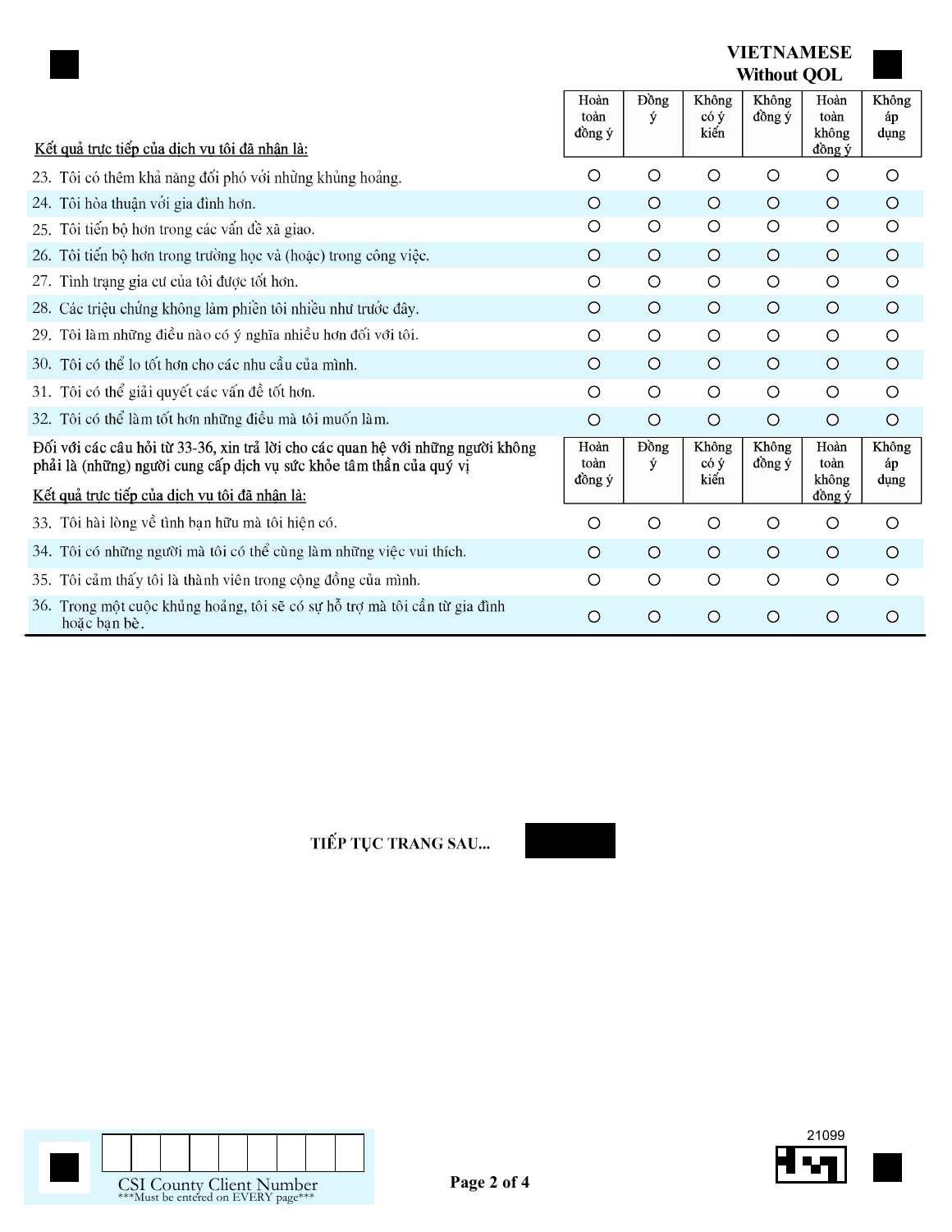**VIETNAMESE**
**Without QOL**

| Kết quả trực tiếp của dịch vụ tôi đã nhận là: | Hoàn toàn đồng ý | Đồng ý | Không có ý kiến | Không đồng ý | Hoàn toàn không đồng ý | Không áp dụng |
|---|---|---|---|---|---|---|
| 23. Tôi có thêm khả năng đối phó với những khủng hoảng. | ○ | ○ | ○ | ○ | ○ | ○ |
| 24. Tôi hòa thuận với gia đình hơn. | ○ | ○ | ○ | ○ | ○ | ○ |
| 25. Tôi tiến bộ hơn trong các vấn đề xã giao. | ○ | ○ | ○ | ○ | ○ | ○ |
| 26. Tôi tiến bộ hơn trong trường học và (hoặc) trong công việc. | ○ | ○ | ○ | ○ | ○ | ○ |
| 27. Tình trạng gia cư của tôi được tốt hơn. | ○ | ○ | ○ | ○ | ○ | ○ |
| 28. Các triệu chứng không làm phiền tôi nhiều như trước đây. | ○ | ○ | ○ | ○ | ○ | ○ |
| 29. Tôi làm những điều nào có ý nghĩa nhiều hơn đối với tôi. | ○ | ○ | ○ | ○ | ○ | ○ |
| 30. Tôi có thể lo tốt hơn cho các nhu cầu của mình. | ○ | ○ | ○ | ○ | ○ | ○ |
| 31. Tôi có thể giải quyết các vấn đề tốt hơn. | ○ | ○ | ○ | ○ | ○ | ○ |
| 32. Tôi có thể làm tốt hơn những điều mà tôi muốn làm. | ○ | ○ | ○ | ○ | ○ | ○ |

**Đối với các câu hỏi từ 33-36, xin trả lời cho các quan hệ với những người không phải là (những) người cung cấp dịch vụ sức khỏe tâm thần của quý vị**

| Kết quả trực tiếp của dịch vụ tôi đã nhận là: | Hoàn toàn đồng ý | Đồng ý | Không có ý kiến | Không đồng ý | Hoàn toàn không đồng ý | Không áp dụng |
|---|---|---|---|---|---|---|
| 33. Tôi hài lòng về tình bạn hữu mà tôi hiện có. | ○ | ○ | ○ | ○ | ○ | ○ |
| 34. Tôi có những người mà tôi có thể cùng làm những việc vui thích. | ○ | ○ | ○ | ○ | ○ | ○ |
| 35. Tôi cảm thấy tôi là thành viên trong cộng đồng của mình. | ○ | ○ | ○ | ○ | ○ | ○ |
| 36. Trong một cuộc khủng hoảng, tôi sẽ có sự hỗ trợ mà tôi cần từ gia đình hoặc bạn bè. | ○ | ○ | ○ | ○ | ○ | ○ |

**TIẾP TỤC TRANG SAU...**

CSI County Client Number
***Must be entered on EVERY page***

21099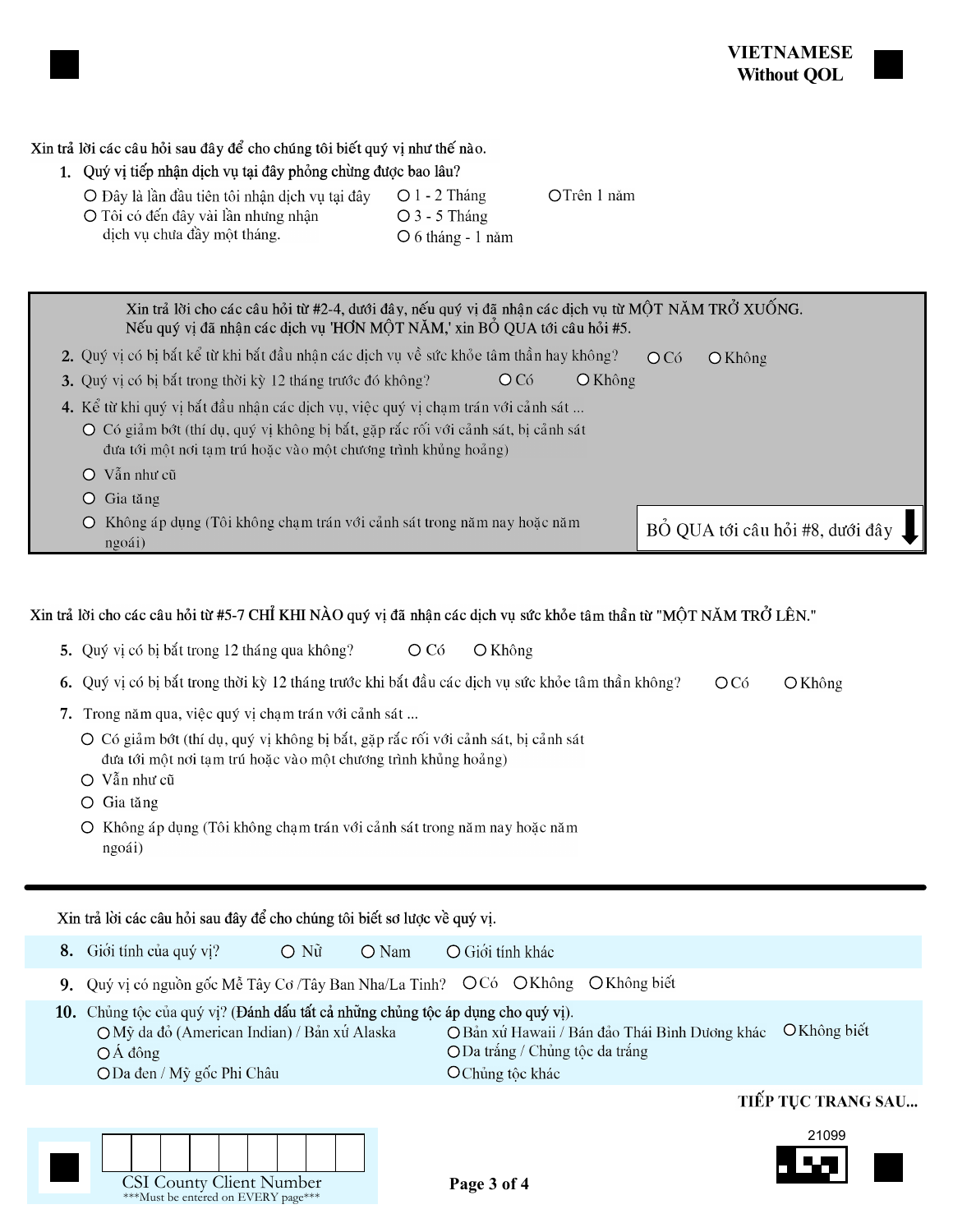**VIETNAMESE**
**Without QOL**

Xin trả lời các câu hỏi sau đây để cho chúng tôi biết quý vị như thế nào.

1. Quý vị tiếp nhận dịch vụ tại đây phỏng chừng được bao lâu?
   - ○ Đây là lần đầu tiên tôi nhận dịch vụ tại đây
   - ○ Tôi có đến đây vài lần nhưng nhận dịch vụ chưa đầy một tháng.
   - ○ 1 - 2 Tháng
   - ○ 3 - 5 Tháng
   - ○ 6 tháng - 1 năm
   - ○ Trên 1 năm

---

Xin trả lời cho các câu hỏi từ #2-4, dưới đây, nếu quý vị đã nhận các dịch vụ từ MỘT NĂM TRỞ XUỐNG.
Nếu quý vị đã nhận các dịch vụ 'HƠN MỘT NĂM,' xin BỎ QUA tới câu hỏi #5.

2. Quý vị có bị bắt kể từ khi bắt đầu nhận các dịch vụ về sức khỏe tâm thần hay không? ○ Có ○ Không
3. Quý vị có bị bắt trong thời kỳ 12 tháng trước đó không? ○ Có ○ Không
4. Kể từ khi quý vị bắt đầu nhận các dịch vụ, việc quý vị chạm trán với cảnh sát ...
   - ○ Có giảm bớt (thí dụ, quý vị không bị bắt, gặp rắc rối với cảnh sát, bị cảnh sát đưa tới một nơi tạm trú hoặc vào một chương trình khủng hoảng)
   - ○ Vẫn như cũ
   - ○ Gia tăng
   - ○ Không áp dụng (Tôi không chạm trán với cảnh sát trong năm nay hoặc năm ngoái)

BỎ QUA tới câu hỏi #8, dưới đây ↓

---

Xin trả lời cho các câu hỏi từ #5-7 CHỈ KHI NÀO quý vị đã nhận các dịch vụ sức khỏe tâm thần từ "MỘT NĂM TRỞ LÊN."

5. Quý vị có bị bắt trong 12 tháng qua không? ○ Có ○ Không
6. Quý vị có bị bắt trong thời kỳ 12 tháng trước khi bắt đầu các dịch vụ sức khỏe tâm thần không? ○ Có ○ Không
7. Trong năm qua, việc quý vị chạm trán với cảnh sát ...
   - ○ Có giảm bớt (thí dụ, quý vị không bị bắt, gặp rắc rối với cảnh sát, bị cảnh sát đưa tới một nơi tạm trú hoặc vào một chương trình khủng hoảng)
   - ○ Vẫn như cũ
   - ○ Gia tăng
   - ○ Không áp dụng (Tôi không chạm trán với cảnh sát trong năm nay hoặc năm ngoái)

---

Xin trả lời các câu hỏi sau đây để cho chúng tôi biết sơ lược về quý vị.

8. Giới tính của quý vị? ○ Nữ ○ Nam ○ Giới tính khác
9. Quý vị có nguồn gốc Mễ Tây Cơ /Tây Ban Nha/La Tinh? ○ Có ○ Không ○ Không biết
10. Chủng tộc của quý vị? (Đánh dấu tất cả những chủng tộc áp dụng cho quý vị).
    - ○ Mỹ da đỏ (American Indian) / Bản xứ Alaska
    - ○ Á đông
    - ○ Da đen / Mỹ gốc Phi Châu
    - ○ Bản xứ Hawaii / Bán đảo Thái Bình Dương khác
    - ○ Da trắng / Chủng tộc da trắng
    - ○ Chủng tộc khác
    - ○ Không biết

**TIẾP TỤC TRANG SAU...**

CSI County Client Number
***Must be entered on EVERY page***

21099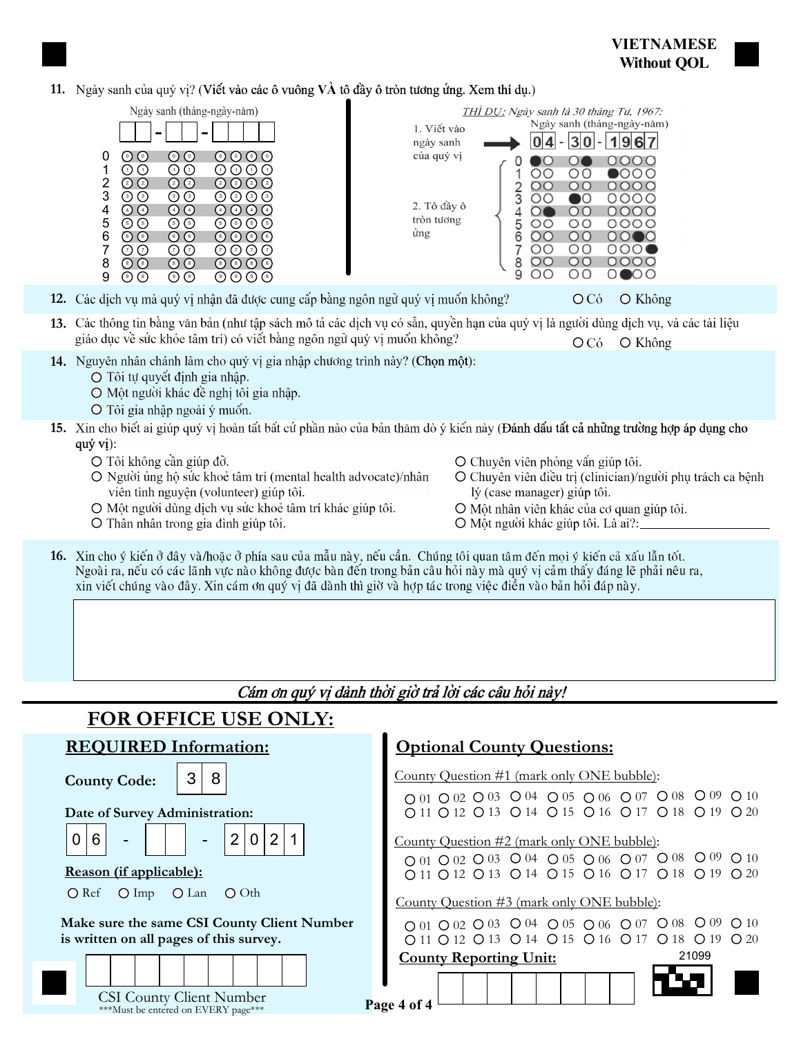VIETNAMESE
Without QOL

**11.** Ngày sanh của quý vị? (**Viết vào các ô vuông VÀ tô đầy ô tròn tương ứng. Xem thí dụ.**)

Ngày sanh (tháng-ngày-năm)

☐☐ - ☐☐ - ☐☐☐☐

*THÍ DỤ: Ngày sanh là 30 tháng Tư, 1967:*

1. Viết vào ngày sanh của quý vị → Ngày sanh (tháng-ngày-năm) 04 - 30 - 1967

2. Tô đầy ô tròn tương ứng

**12.** Các dịch vụ mà quý vị nhận đã được cung cấp bằng ngôn ngữ quý vị muốn không? ○ Có ○ Không

**13.** Các thông tin bằng văn bản (như tập sách mô tả các dịch vụ có sẵn, quyền hạn của quý vị là người dùng dịch vụ, và các tài liệu giáo dục về sức khỏe tâm trí) có viết bằng ngôn ngữ quý vị muốn không? ○ Có ○ Không

**14.** Nguyên nhân chánh làm cho quý vị gia nhập chương trình này? (**Chọn một**):
- ○ Tôi tự quyết định gia nhập.
- ○ Một người khác đề nghị tôi gia nhập.
- ○ Tôi gia nhập ngoài ý muốn.

**15.** Xin cho biết ai giúp quý vị hoàn tất bất cứ phần nào của bản thăm dò ý kiến này (**Đánh dấu tất cả những trường hợp áp dụng cho quý vị**):
- ○ Tôi không cần giúp đỡ.
- ○ Người ủng hộ sức khoẻ tâm trí (mental health advocate)/nhân viên tình nguyện (volunteer) giúp tôi.
- ○ Một người dùng dịch vụ sức khoẻ tâm trí khác giúp tôi.
- ○ Thân nhân trong gia đình giúp tôi.
- ○ Chuyên viên phỏng vấn giúp tôi.
- ○ Chuyên viên điều trị (clinician)/người phụ trách ca bệnh lý (case manager) giúp tôi.
- ○ Một nhân viên khác của cơ quan giúp tôi.
- ○ Một người khác giúp tôi. Là ai?:__________

**16.** Xin cho ý kiến ở đây và/hoặc ở phía sau của mẫu này, nếu cần. Chúng tôi quan tâm đến mọi ý kiến cả xấu lẫn tốt. Ngoài ra, nếu có các lãnh vực nào không được bàn đến trong bản câu hỏi này mà quý vị cảm thấy đáng lẽ phải nêu ra, xin viết chúng vào đây. Xin cám ơn quý vị đã dành thì giờ và hợp tác trong việc điền vào bản hỏi đáp này.

*Cám ơn quý vị dành thời giờ trả lời các câu hỏi này!*

## FOR OFFICE USE ONLY:

### REQUIRED Information:

**County Code:** 3 8

**Date of Survey Administration:** 0 6 - ☐☐ - 2 0 2 1

**Reason (if applicable):** ○ Ref ○ Imp ○ Lan ○ Oth

**Make sure the same CSI County Client Number is written on all pages of this survey.**

CSI County Client Number
***Must be entered on EVERY page***

### Optional County Questions:

County Question #1 (mark only ONE bubble):
○ 01 ○ 02 ○ 03 ○ 04 ○ 05 ○ 06 ○ 07 ○ 08 ○ 09 ○ 10
○ 11 ○ 12 ○ 13 ○ 14 ○ 15 ○ 16 ○ 17 ○ 18 ○ 19 ○ 20

County Question #2 (mark only ONE bubble):
○ 01 ○ 02 ○ 03 ○ 04 ○ 05 ○ 06 ○ 07 ○ 08 ○ 09 ○ 10
○ 11 ○ 12 ○ 13 ○ 14 ○ 15 ○ 16 ○ 17 ○ 18 ○ 19 ○ 20

County Question #3 (mark only ONE bubble):
○ 01 ○ 02 ○ 03 ○ 04 ○ 05 ○ 06 ○ 07 ○ 08 ○ 09 ○ 10
○ 11 ○ 12 ○ 13 ○ 14 ○ 15 ○ 16 ○ 17 ○ 18 ○ 19 ○ 20

**County Reporting Unit:**

21099